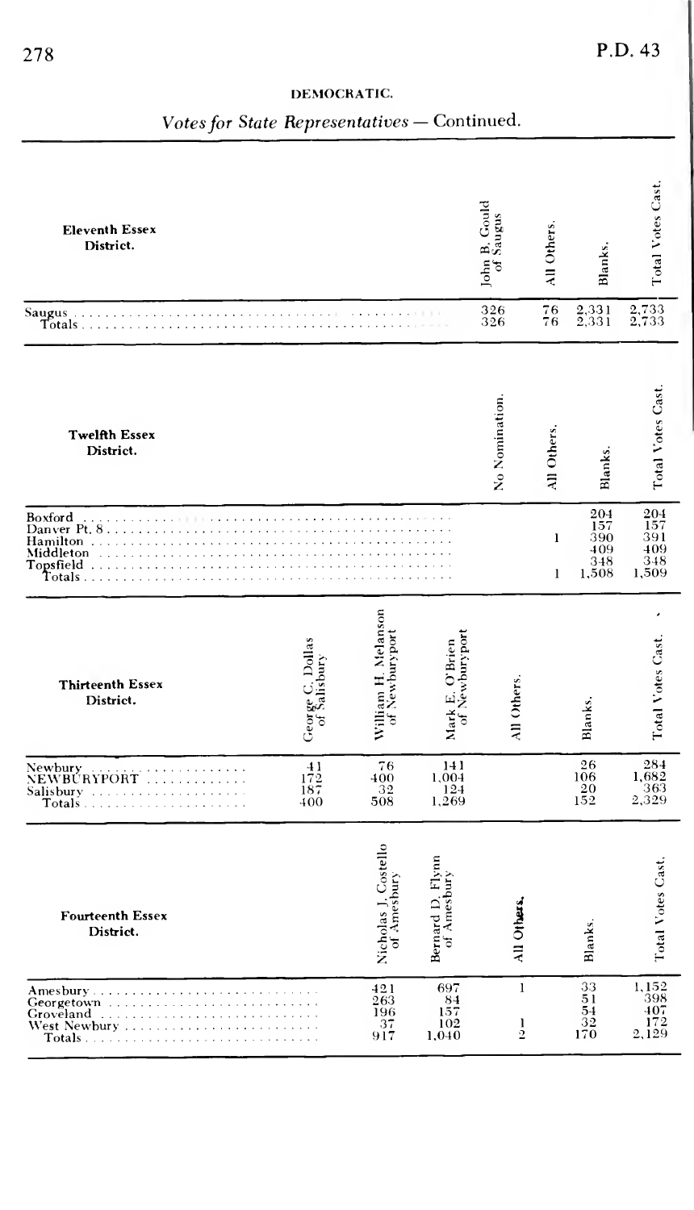## DEMOCRATIC.

### *Votes for State Representatives* — Continued.

| Eleventh Essex District. | John B. Gould of Saugus | All Others. | Blanks. | Total Votes Cast. |
|---|---|---|---|---|
| Saugus | 326 | 76 | 2,331 | 2,733 |
| Totals | 326 | 76 | 2,331 | 2,733 |

| Twelfth Essex District. | No Nomination. | All Others. | Blanks. | Total Votes Cast. |
|---|---|---|---|---|
| Boxford | | | 204 | 204 |
| Danver Pt. 8 | | | 157 | 157 |
| Hamilton | | 1 | 390 | 391 |
| Middleton | | | 409 | 409 |
| Topsfield | | | 348 | 348 |
| Totals | | 1 | 1,508 | 1,509 |

| Thirteenth Essex District. | George C. Dollas of Salisbury | William H. Melanson of Newburyport | Mark E. O'Brien of Newburyport | All Others. | Blanks. | Total Votes Cast. |
|---|---|---|---|---|---|---|
| Newbury | 41 | 76 | 141 | | 26 | 284 |
| NEWBURYPORT | 172 | 400 | 1,004 | | 106 | 1,682 |
| Salisbury | 187 | 32 | 124 | | 20 | 363 |
| Totals | 400 | 508 | 1,269 | | 152 | 2,329 |

| Fourteenth Essex District. | Nicholas J. Costello of Amesbury | Bernard D. Flynn of Amesbury | All Others. | Blanks. | Total Votes Cast. |
|---|---|---|---|---|---|
| Amesbury | 421 | 697 | 1 | 33 | 1,152 |
| Georgetown | 263 | 84 | | 51 | 398 |
| Groveland | 196 | 157 | | 54 | 407 |
| West Newbury | 37 | 102 | 1 | 32 | 172 |
| Totals | 917 | 1,040 | 2 | 170 | 2,129 |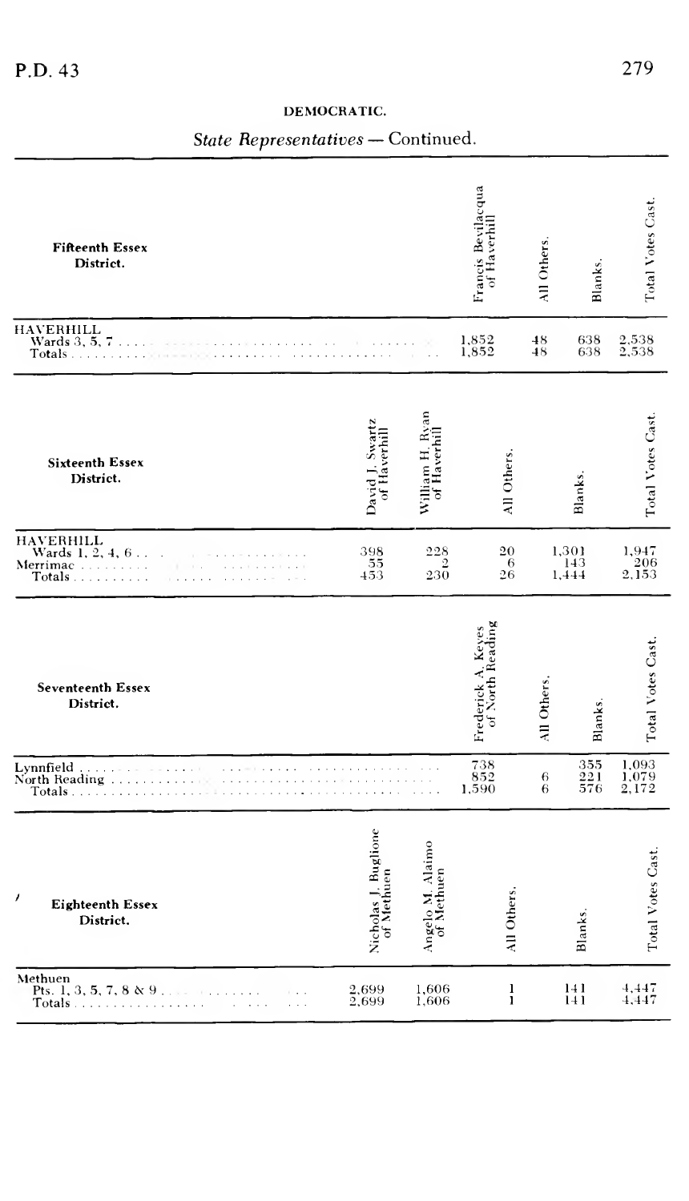**DEMOCRATIC.**

*State Representatives* — Continued.

| Fifteenth Essex District. | Francis Bevilacqua of Haverhill | All Others. | Blanks. | Total Votes Cast. |
|---|---|---|---|---|
| HAVERHILL | | | | |
| Wards 3, 5, 7 | 1,852 | 48 | 638 | 2,538 |
| Totals | 1,852 | 48 | 638 | 2,538 |

| Sixteenth Essex District. | David J. Swartz of Haverhill | William H. Ryan of Haverhill | All Others. | Blanks. | Total Votes Cast. |
|---|---|---|---|---|---|
| HAVERHILL | | | | | |
| Wards 1, 2, 4, 6 | 398 | 228 | 20 | 1,301 | 1,947 |
| Merrimac | 55 | 2 | 6 | 143 | 206 |
| Totals | 453 | 230 | 26 | 1,444 | 2,153 |

| Seventeenth Essex District. | Frederick A. Keyes of North Reading | All Others. | Blanks. | Total Votes Cast. |
|---|---|---|---|---|
| Lynnfield | 738 | | 355 | 1,093 |
| North Reading | 852 | 6 | 221 | 1,079 |
| Totals | 1,590 | 6 | 576 | 2,172 |

| Eighteenth Essex District. | Nicholas J. Buglione of Methuen | Angelo M. Alaimo of Methuen | All Others. | Blanks. | Total Votes Cast. |
|---|---|---|---|---|---|
| Methuen | | | | | |
| Pts. 1, 3, 5, 7, 8 & 9 | 2,699 | 1,606 | 1 | 141 | 4,447 |
| Totals | 2,699 | 1,606 | 1 | 141 | 4,447 |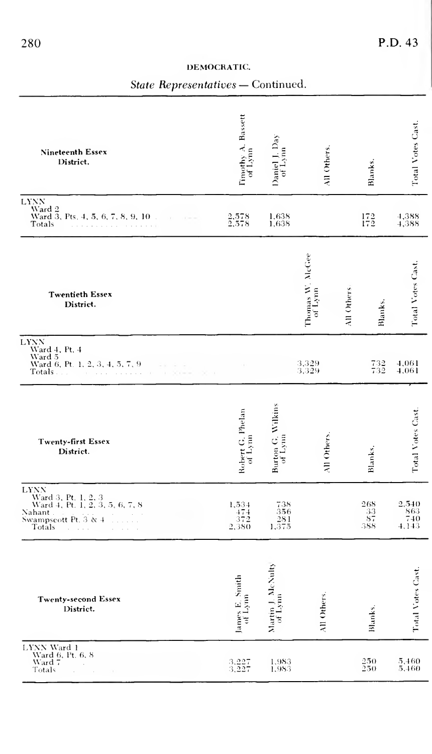## DEMOCRATIC.

### *State Representatives* — Continued.

| Nineteenth Essex District. | Timothy A. Bassett of Lynn | Daniel J. Day of Lynn | All Others. | Blanks. | Total Votes Cast. |
|---|---|---|---|---|---|
| LYNN | | | | | |
| Ward 2 | | | | | |
| Ward 3, Pts. 4, 5, 6, 7, 8, 9, 10 | 2,578 | 1,638 | | 172 | 4,388 |
| Totals | 2,578 | 1,638 | | 172 | 4,388 |

| Twentieth Essex District. | Thomas W. McGee of Lynn | All Others. | Blanks. | Total Votes Cast. |
|---|---|---|---|---|
| LYNN | | | | |
| Ward 4, Pt. 4 | | | | |
| Ward 5 | | | | |
| Ward 6, Pt. 1, 2, 3, 4, 5, 7, 9 | 3,329 | | 732 | 4,061 |
| Totals | 3,329 | | 732 | 4,061 |

| Twenty-first Essex District. | Robert G. Phelan of Lynn | Burton G. Wilkins of Lynn | All Others. | Blanks. | Total Votes Cast. |
|---|---|---|---|---|---|
| LYNN | | | | | |
| Ward 3, Pt. 1, 2, 3 | | | | | |
| Ward 4, Pt. 1, 2, 3, 5, 6, 7, 8 | 1,534 | 738 | | 268 | 2,540 |
| Nahant | 474 | 356 | | 33 | 863 |
| Swampscott Pt. 3 & 4 | 372 | 281 | | 87 | 740 |
| Totals | 2,380 | 1,375 | | 388 | 4,143 |

| Twenty-second Essex District. | James E. Smith of Lynn | Martin J. McNulty of Lynn | All Others. | Blanks. | Total Votes Cast. |
|---|---|---|---|---|---|
| LYNN Ward 1 | | | | | |
| Ward 6, Pt. 6, 8 | | | | | |
| Ward 7 | 3,227 | 1,983 | | 250 | 5,460 |
| Totals | 3,227 | 1,983 | | 250 | 5,460 |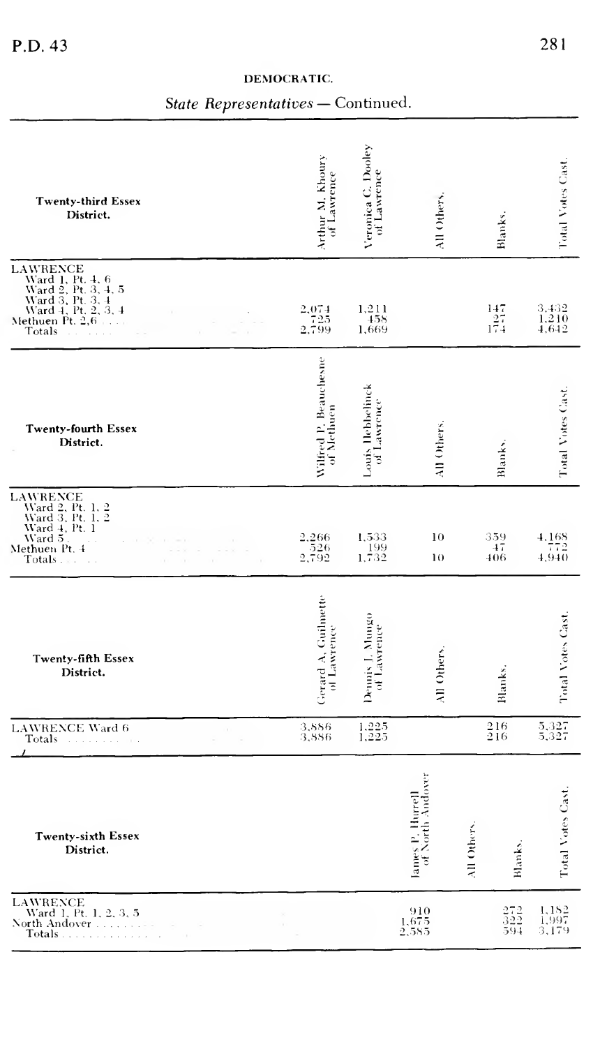DEMOCRATIC.

*State Representatives* — Continued.

| Twenty-third Essex District. | Arthur M. Khoury of Lawrence | Veronica C. Dooley of Lawrence | All Others. | Blanks. | Total Votes Cast. |
|---|---|---|---|---|---|
| LAWRENCE Ward 1, Pt. 4, 6 Ward 2, Pt. 3, 4, 5 Ward 3, Pt. 3, 4 Ward 4, Pt. 2, 3, 4 | 2,074 | 1,211 | | 147 | 3,432 |
| Methuen Pt. 2,6 | 725 | 458 | | 27 | 1,210 |
| Totals | 2,799 | 1,669 | | 174 | 4,642 |

| Twenty-fourth Essex District. | Wilfred P. Beauchesne of Methuen | Louis Hebbelinck of Lawrence | All Others. | Blanks. | Total Votes Cast. |
|---|---|---|---|---|---|
| LAWRENCE Ward 2, Pt. 1, 2 Ward 3, Pt. 1, 2 Ward 4, Pt. 1 Ward 5 | 2,266 | 1,533 | 10 | 359 | 4,168 |
| Methuen Pt. 4 | 526 | 199 | | 47 | 772 |
| Totals | 2,792 | 1,732 | 10 | 406 | 4,940 |

| Twenty-fifth Essex District. | Gerard A. Guilmette of Lawrence | Dennis J. Mungo of Lawrence | All Others. | Blanks. | Total Votes Cast. |
|---|---|---|---|---|---|
| LAWRENCE Ward 6 | 3,886 | 1,225 | | 216 | 5,327 |
| Totals | 3,886 | 1,225 | | 216 | 5,327 |

| Twenty-sixth Essex District. | James P. Hurrell of North Andover | All Others. | Blanks. | Total Votes Cast. |
|---|---|---|---|---|
| LAWRENCE Ward 1, Pt. 1, 2, 3, 5 | 910 | | 272 | 1,182 |
| North Andover | 1,675 | | 322 | 1,997 |
| Totals | 2,585 | | 594 | 3,179 |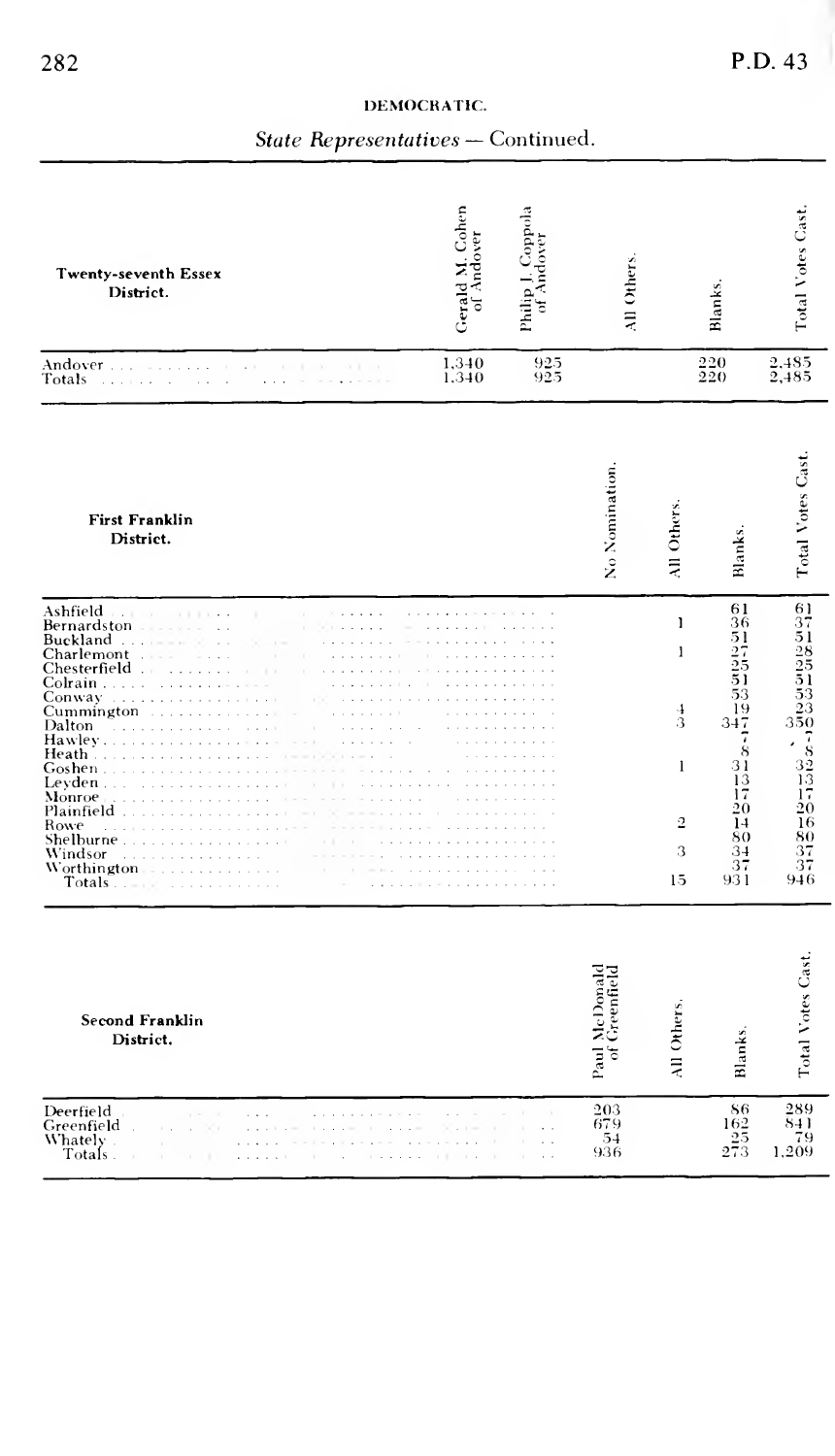DEMOCRATIC.

## *State Representatives* — Continued.

| Twenty-seventh Essex District. | Gerald M. Cohen of Andover | Philip J. Coppola of Andover | All Others. | Blanks. | Total Votes Cast. |
|---|---|---|---|---|---|
| Andover | 1,340 | 925 | | 220 | 2,485 |
| Totals | 1,340 | 925 | | 220 | 2,485 |

| First Franklin District. | No Nomination. | All Others. | Blanks. | Total Votes Cast. |
|---|---|---|---|---|
| Ashfield | | | 61 | 61 |
| Bernardston | | 1 | 36 | 37 |
| Buckland | | | 51 | 51 |
| Charlemont | | 1 | 27 | 28 |
| Chesterfield | | | 25 | 25 |
| Colrain | | | 51 | 51 |
| Conway | | | 53 | 53 |
| Cummington | | 4 | 19 | 23 |
| Dalton | | 3 | 347 | 350 |
| Hawley | | | 7 | 7 |
| Heath | | | 8 | 8 |
| Goshen | | 1 | 31 | 32 |
| Leyden | | | 13 | 13 |
| Monroe | | | 17 | 17 |
| Plainfield | | | 20 | 20 |
| Rowe | | 2 | 14 | 16 |
| Shelburne | | | 80 | 80 |
| Windsor | | 3 | 34 | 37 |
| Worthington | | | 37 | 37 |
| Totals | | 15 | 931 | 946 |

| Second Franklin District. | Paul McDonald of Greenfield | All Others. | Blanks. | Total Votes Cast. |
|---|---|---|---|---|
| Deerfield | 203 | | 86 | 289 |
| Greenfield | 679 | | 162 | 841 |
| Whately | 54 | | 25 | 79 |
| Totals | 936 | | 273 | 1,209 |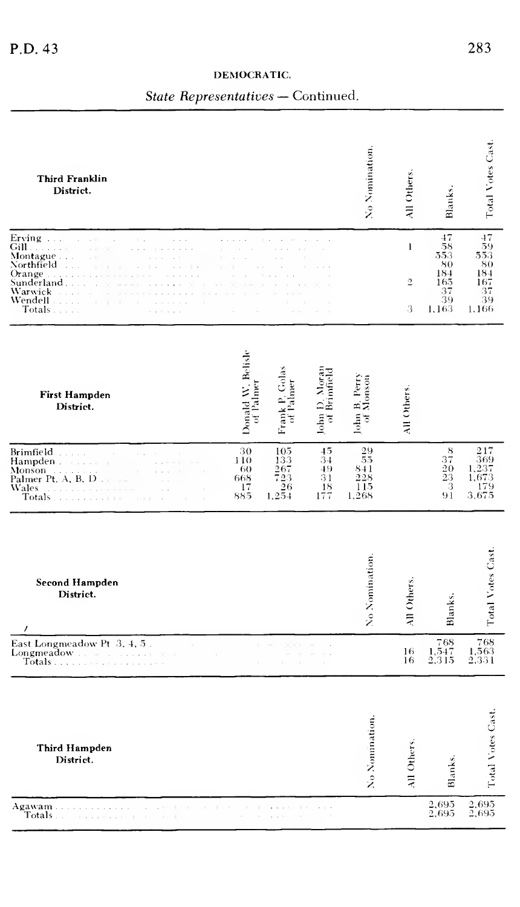**DEMOCRATIC.**

*State Representatives — Continued.*

| Third Franklin District. | No Nomination. | All Others. | Blanks. | Total Votes Cast. |
|---|---|---|---|---|
| Erving | | | 47 | 47 |
| Gill | | 1 | 58 | 59 |
| Montague | | | 553 | 553 |
| Northfield | | | 80 | 80 |
| Orange | | | 184 | 184 |
| Sunderland | | 2 | 165 | 167 |
| Warwick | | | 37 | 37 |
| Wendell | | | 39 | 39 |
| Totals | | 3 | 1,163 | 1,166 |

| First Hampden District. | Donald W. Belisle of Palmer | Frank P. Golas of Palmer | John D. Moran of Brimfield | John B. Perry of Monson | All Others. | Blanks. | Total Votes Cast. |
|---|---|---|---|---|---|---|---|
| Brimfield | 30 | 105 | 45 | 29 | | 8 | 217 |
| Hampden | 110 | 133 | 34 | 55 | | 37 | 369 |
| Monson | 60 | 267 | 49 | 841 | | 20 | 1,237 |
| Palmer Pt. A, B, D | 668 | 723 | 31 | 228 | | 23 | 1,673 |
| Wales | 17 | 26 | 18 | 115 | | 3 | 179 |
| Totals | 885 | 1,254 | 177 | 1,268 | | 91 | 3,675 |

| Second Hampden District. | No Nomination. | All Others. | Blanks. | Total Votes Cast. |
|---|---|---|---|---|
| East Longmeadow Pt 3, 4, 5 | | | 768 | 768 |
| Longmeadow | | 16 | 1,547 | 1,563 |
| Totals | | 16 | 2,315 | 2,331 |

| Third Hampden District. | No Nomination. | All Others. | Blanks. | Total Votes Cast. |
|---|---|---|---|---|
| Agawam | | | 2,695 | 2,695 |
| Totals | | | 2,695 | 2,695 |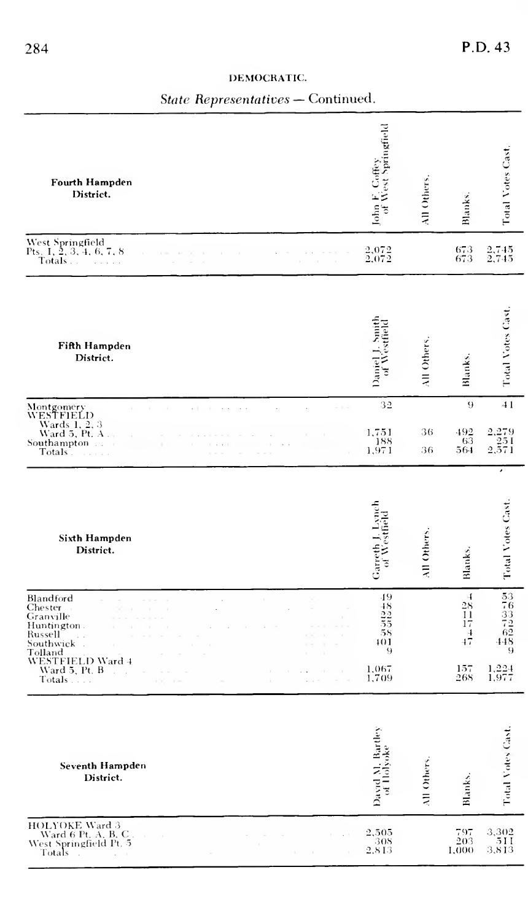DEMOCRATIC.

*State Representatives* — Continued.

| Fourth Hampden District. | John F. Coffey of West Springfield | All Others. | Blanks. | Total Votes Cast. |
|---|---|---|---|---|
| West Springfield Pts. 1, 2, 3, 4, 6, 7, 8 | 2,072 | | 673 | 2,745 |
| Totals | 2,072 | | 673 | 2,745 |

| Fifth Hampden District. | Daniel J. Smith of Westfield | All Others. | Blanks. | Total Votes Cast. |
|---|---|---|---|---|
| Montgomery | 32 | | 9 | 41 |
| WESTFIELD Wards 1, 2, 3 Ward 5, Pt. A | 1,751 | 36 | 492 | 2,279 |
| Southampton | 188 | | 63 | 251 |
| Totals | 1,971 | 36 | 564 | 2,571 |

| Sixth Hampden District. | Garreth J. Lynch of Westfield | All Others. | Blanks. | Total Votes Cast. |
|---|---|---|---|---|
| Blandford | 49 | | 4 | 53 |
| Chester | 48 | | 28 | 76 |
| Granville | 22 | | 11 | 33 |
| Huntington | 55 | | 17 | 72 |
| Russell | 58 | | 4 | 62 |
| Southwick | 401 | | 47 | 448 |
| Tolland | 9 | | | 9 |
| WESTFIELD Ward 4 Ward 5, Pt. B | 1,067 | | 157 | 1,224 |
| Totals | 1,709 | | 268 | 1,977 |

| Seventh Hampden District. | David M. Bartley of Holyoke | All Others. | Blanks. | Total Votes Cast. |
|---|---|---|---|---|
| HOLYOKE Ward 3 Ward 6 Pt. A, B, C | 2,505 | | 797 | 3,302 |
| West Springfield Pt. 5 | 308 | | 203 | 511 |
| Totals | 2,813 | | 1,000 | 3,813 |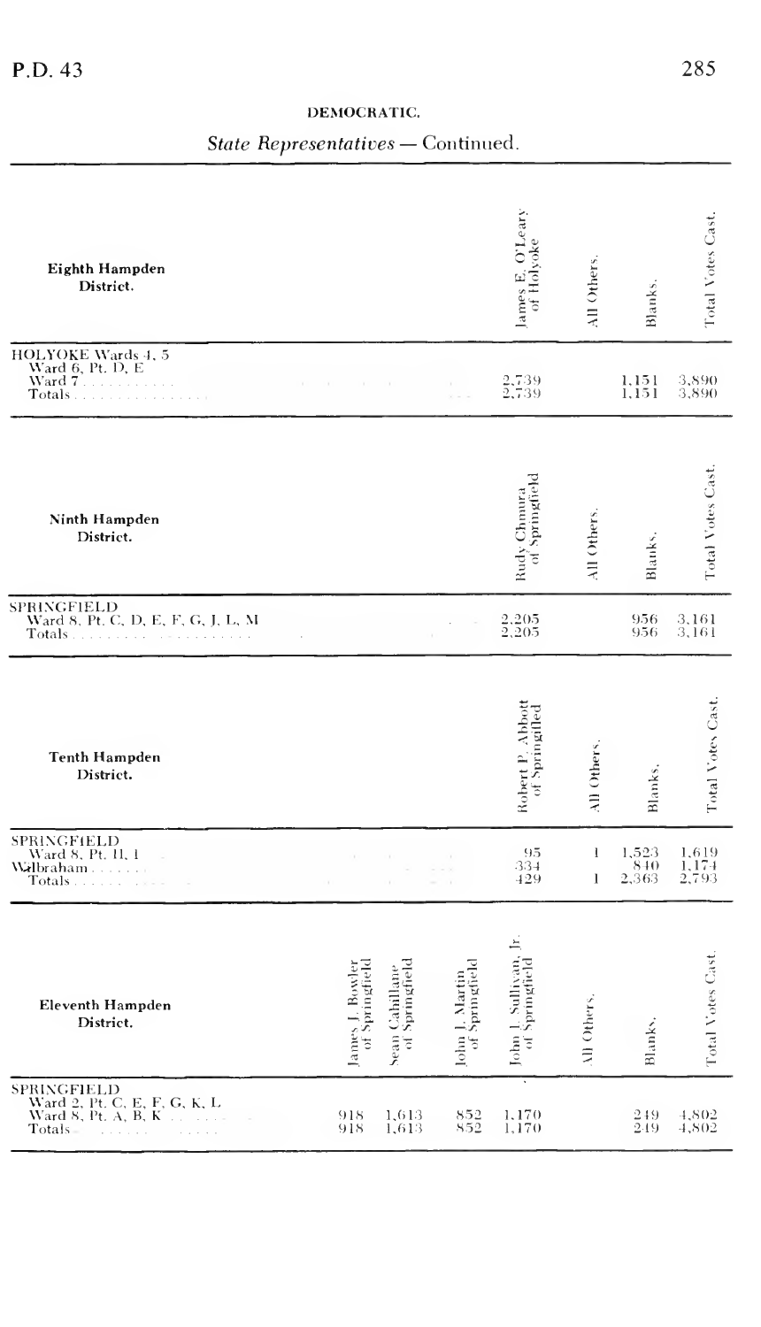## DEMOCRATIC.

### *State Representatives* — Continued.

| Eighth Hampden District. | James E. O'Leary of Holyoke | All Others. | Blanks. | Total Votes Cast. |
|---|---|---|---|---|
| HOLYOKE Wards 4, 5 Ward 6, Pt. D, E Ward 7 | 2,739 | | 1,151 | 3,890 |
| Totals | 2,739 | | 1,151 | 3,890 |

| Ninth Hampden District. | Rudy Chmura of Springfield | All Others. | Blanks. | Total Votes Cast. |
|---|---|---|---|---|
| SPRINGFIELD Ward 8, Pt. C, D, E, F, G, J, L, M | 2,205 | | 956 | 3,161 |
| Totals | 2,205 | | 956 | 3,161 |

| Tenth Hampden District. | Robert P. Abbott of Springfield | All Others. | Blanks. | Total Votes Cast. |
|---|---|---|---|---|
| SPRINGFIELD Ward 8, Pt. H, I | 95 | 1 | 1,523 | 1,619 |
| Wilbraham | 334 | | 840 | 1,174 |
| Totals | 429 | 1 | 2,363 | 2,793 |

| Eleventh Hampden District. | James J. Bowler of Springfield | Sean Cahillane of Springfield | John J. Martin of Springfield | John J. Sullivan, Jr. of Springfield | All Others. | Blanks. | Total Votes Cast. |
|---|---|---|---|---|---|---|---|
| SPRINGFIELD Ward 2, Pt. C, E, F, G, K, L Ward 8, Pt. A, B, K | 918 | 1,613 | 852 | 1,170 | | 249 | 4,802 |
| Totals | 918 | 1,613 | 852 | 1,170 | | 249 | 4,802 |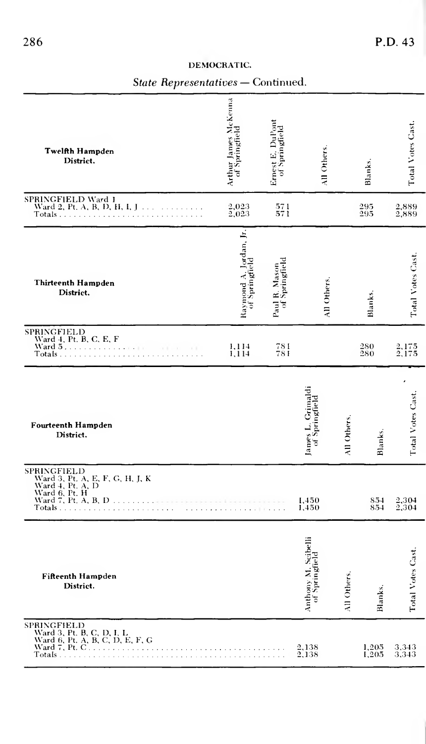DEMOCRATIC.

*State Representatives* — Continued.

| Twelfth Hampden District. | Arthur James McKenna of Springfield | Ernest E. DuPont of Springfield | All Others. | Blanks. | Total Votes Cast. |
|---|---|---|---|---|---|
| SPRINGFIELD Ward 1 | | | | | |
| Ward 2, Pt. A, B, D, H, I, J | 2,023 | 571 | | 295 | 2,889 |
| Totals | 2,023 | 571 | | 295 | 2,889 |

| Thirteenth Hampden District. | Raymond A. Jordan, Jr. of Springfield | Paul R. Mason of Springfield | All Others. | Blanks. | Total Votes Cast. |
|---|---|---|---|---|---|
| SPRINGFIELD | | | | | |
| Ward 4, Pt. B, C, E, F | | | | | |
| Ward 5 | 1,114 | 781 | | 280 | 2,175 |
| Totals | 1,114 | 781 | | 280 | 2,175 |

| Fourteenth Hampden District. | James L. Grimaldi of Springfield | All Others. | Blanks. | Total Votes Cast. |
|---|---|---|---|---|
| SPRINGFIELD | | | | |
| Ward 3, Pt. A, E, F, G, H, J, K | | | | |
| Ward 4, Pt. A, D | | | | |
| Ward 6, Pt. H | | | | |
| Ward 7, Pt. A, B, D | 1,450 | | 854 | 2,304 |
| Totals | 1,450 | | 854 | 2,304 |

| Fifteenth Hampden District. | Anthony M. Scibelli of Springfield | All Others. | Blanks. | Total Votes Cast. |
|---|---|---|---|---|
| SPRINGFIELD | | | | |
| Ward 3, Pt. B, C, D, I, L | | | | |
| Ward 6, Pt. A, B, C, D, E, F, G | | | | |
| Ward 7, Pt. C | 2,138 | | 1,205 | 3,343 |
| Totals | 2,138 | | 1,205 | 3,343 |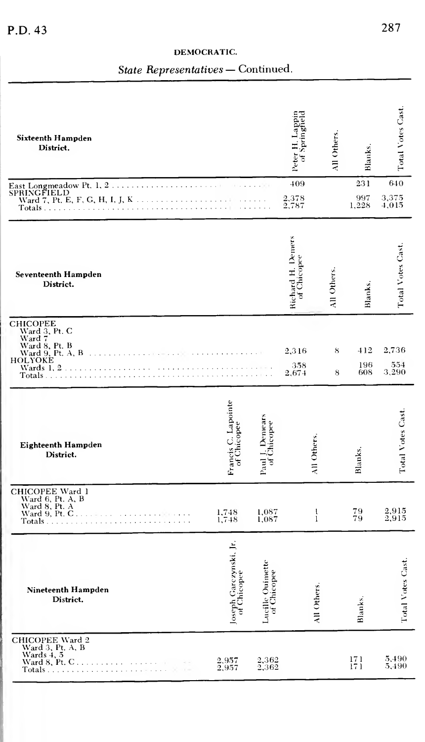## DEMOCRATIC.

### *State Representatives* — Continued.

| Sixteenth Hampden District. | Peter H. Lappin of Springfield | All Others. | Blanks. | Total Votes Cast. |
|---|---|---|---|---|
| East Longmeadow Pt. 1, 2 | 409 | | 231 | 640 |
| SPRINGFIELD | | | | |
| Ward 7, Pt. E, F, G, H, I, J, K | 2,378 | | 997 | 3,375 |
| Totals | 2,787 | | 1,228 | 4,015 |

| Seventeenth Hampden District. | Richard H. Demers of Chicopee | All Others. | Blanks. | Total Votes Cast. |
|---|---|---|---|---|
| CHICOPEE | | | | |
| Ward 3, Pt. C | | | | |
| Ward 7 | | | | |
| Ward 8, Pt. B | | | | |
| Ward 9, Pt. A, B | 2,316 | 8 | 412 | 2,736 |
| HOLYOKE | | | | |
| Wards 1, 2 | 358 | | 196 | 554 |
| Totals | 2,674 | 8 | 608 | 3,290 |

| Eighteenth Hampden District. | Francis C. Lapointe of Chicopee | Paul J. Denears of Chicopee | All Others. | Blanks. | Total Votes Cast. |
|---|---|---|---|---|---|
| CHICOPEE Ward 1 | | | | | |
| Ward 6, Pt. A, B | | | | | |
| Ward 8, Pt. A | | | | | |
| Ward 9, Pt. C | 1,748 | 1,087 | 1 | 79 | 2,915 |
| Totals | 1,748 | 1,087 | 1 | 79 | 2,915 |

| Nineteenth Hampden District. | Joseph Garczynski, Jr. of Chicopee | Lucille Ouimette of Chicopee | All Others. | Blanks. | Total Votes Cast. |
|---|---|---|---|---|---|
| CHICOPEE Ward 2 | | | | | |
| Ward 3, Pt. A, B | | | | | |
| Wards 4, 5 | | | | | |
| Ward 8, Pt. C | 2,957 | 2,362 | | 171 | 5,490 |
| Totals | 2,957 | 2,362 | | 171 | 5,490 |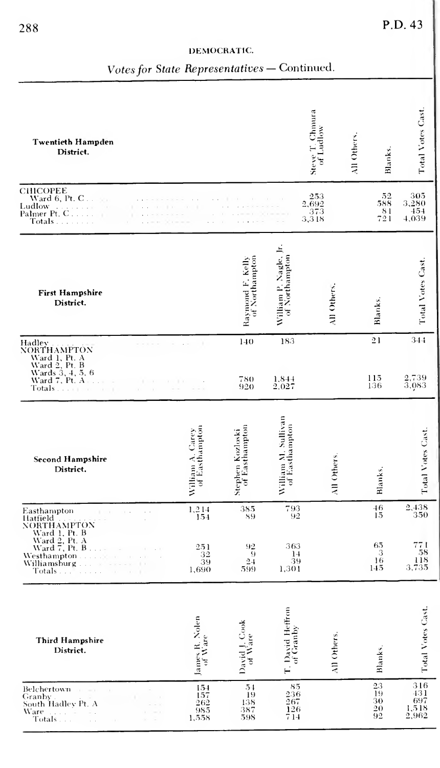## DEMOCRATIC.

*Votes for State Representatives* — Continued.

| Twentieth Hampden District. | Steve T. Chmura of Ludlow | All Others. | Blanks. | Total Votes Cast. |
|---|---|---|---|---|
| CHICOPEE | | | | |
| Ward 6, Pt. C | 253 | | 52 | 305 |
| Ludlow | 2,692 | | 588 | 3,280 |
| Palmer Pt. C | 373 | | 81 | 454 |
| Totals | 3,318 | | 721 | 4,039 |

| First Hampshire District. | Raymond F. Kelly of Northampton | William P. Nagle, Jr. of Northampton | All Others. | Blanks. | Total Votes Cast. |
|---|---|---|---|---|---|
| Hadley | 140 | 183 | | 21 | 344 |
| NORTHAMPTON | | | | | |
| Ward 1, Pt. A | | | | | |
| Ward 2, Pt. B | | | | | |
| Wards 3, 4, 5, 6 | | | | | |
| Ward 7, Pt. A | 780 | 1,844 | | 115 | 2,739 |
| Totals | 920 | 2,027 | | 136 | 3,083 |

| Second Hampshire District. | William A. Carey of Easthampton | Stephen Kozloski of Easthampton | William M. Sullivan of Easthampton | All Others. | Blanks. | Total Votes Cast. |
|---|---|---|---|---|---|---|
| Easthampton | 1,214 | 385 | 793 | | 46 | 2,438 |
| Hatfield | 154 | 89 | 92 | | 15 | 350 |
| NORTHAMPTON | | | | | | |
| Ward 1, Pt. B | | | | | | |
| Ward 2, Pt. A | | | | | | |
| Ward 7, Pt. B | 251 | 92 | 363 | | 65 | 771 |
| Westhampton | 32 | 9 | 14 | | 3 | 58 |
| Williamsburg | 39 | 24 | 39 | | 16 | 118 |
| Totals | 1,690 | 599 | 1,301 | | 145 | 3,735 |

| Third Hampshire District. | James R. Nolen of Ware | David J. Cook of Ware | T. David Heffron of Granby | All Others. | Blanks. | Total Votes Cast. |
|---|---|---|---|---|---|---|
| Belchertown | 154 | 54 | 85 | | 23 | 316 |
| Granby | 157 | 19 | 236 | | 19 | 431 |
| South Hadley Pt. A | 262 | 138 | 267 | | 30 | 697 |
| Ware | 985 | 387 | 126 | | 20 | 1,518 |
| Totals | 1,558 | 598 | 714 | | 92 | 2,962 |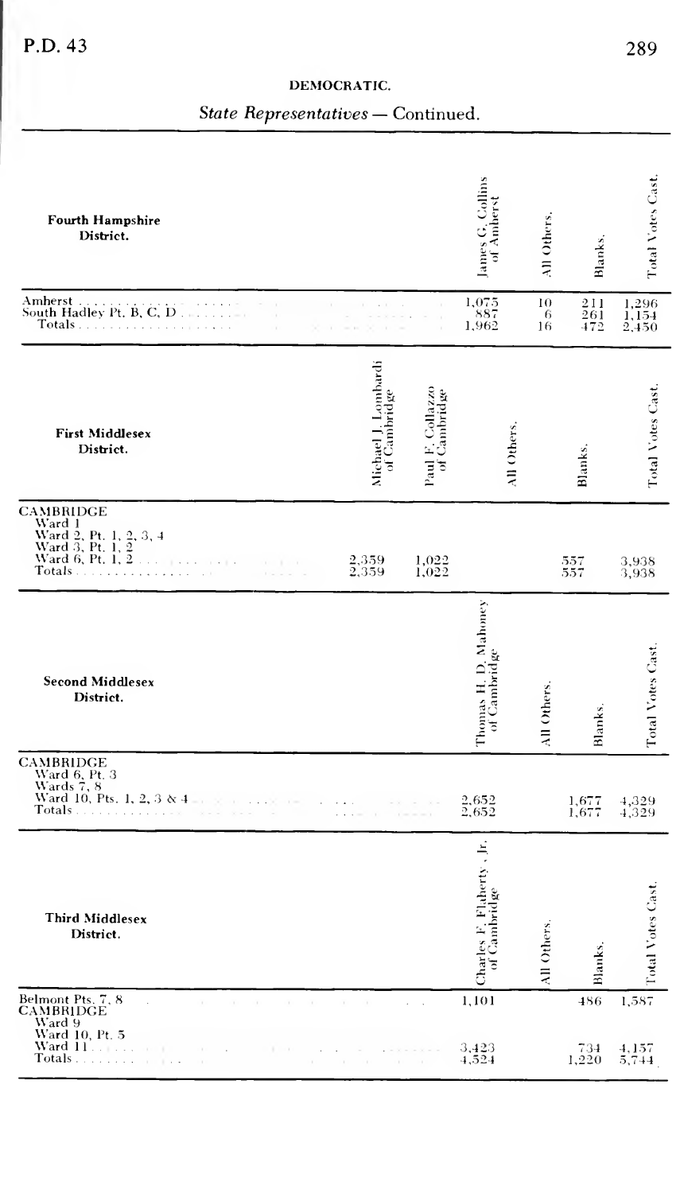## DEMOCRATIC.

### *State Representatives* — Continued.

| Fourth Hampshire District. | James G. Collins of Amherst | All Others. | Blanks. | Total Votes Cast. |
|---|---|---|---|---|
| Amherst | 1,075 | 10 | 211 | 1,296 |
| South Hadley Pt. B, C, D | 887 | 6 | 261 | 1,154 |
| Totals | 1,962 | 16 | 472 | 2,450 |

| First Middlesex District. | Michael J. Lombardi of Cambridge | Paul F. Collazzo of Cambridge | All Others. | Blanks. | Total Votes Cast. |
|---|---|---|---|---|---|
| CAMBRIDGE | | | | | |
| Ward 1 | | | | | |
| Ward 2, Pt. 1, 2, 3, 4 | | | | | |
| Ward 3, Pt. 1, 2 | | | | | |
| Ward 6, Pt. 1, 2 | 2,359 | 1,022 | | 557 | 3,938 |
| Totals | 2,359 | 1,022 | | 557 | 3,938 |

| Second Middlesex District. | Thomas H. D. Mahoney of Cambridge | All Others. | Blanks. | Total Votes Cast. |
|---|---|---|---|---|
| CAMBRIDGE | | | | |
| Ward 6, Pt. 3 | | | | |
| Wards 7, 8 | | | | |
| Ward 10, Pts. 1, 2, 3 & 4 | 2,652 | | 1,677 | 4,329 |
| Totals | 2,652 | | 1,677 | 4,329 |

| Third Middlesex District. | Charles F. Flaherty, Jr. of Cambridge | All Others. | Blanks. | Total Votes Cast. |
|---|---|---|---|---|
| Belmont Pts. 7, 8 | 1,101 | | 486 | 1,587 |
| CAMBRIDGE | | | | |
| Ward 9 | | | | |
| Ward 10, Pt. 5 | | | | |
| Ward 11 | 3,423 | | 734 | 4,157 |
| Totals | 4,524 | | 1,220 | 5,744 |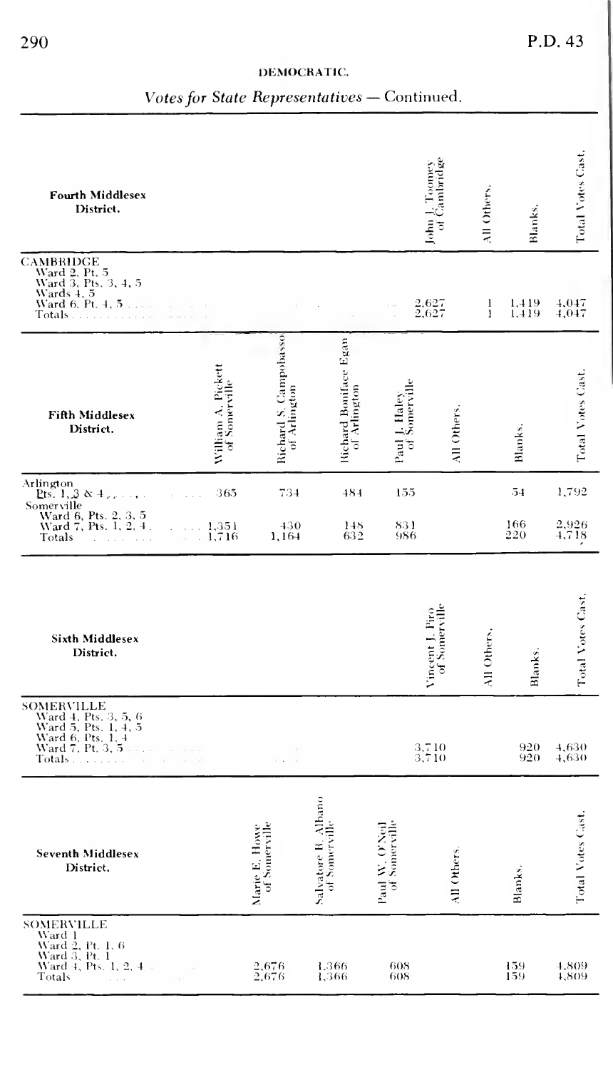## DEMOCRATIC.

### *Votes for State Representatives — Continued.*

| Fourth Middlesex District. | John J. Toomey of Cambridge | All Others. | Blanks. | Total Votes Cast. |
|---|---|---|---|---|
| CAMBRIDGE | | | | |
| Ward 2, Pt. 5 | | | | |
| Ward 3, Pts. 3, 4, 5 | | | | |
| Wards 4, 5 | | | | |
| Ward 6, Pt. 4, 5 | 2,627 | 1 | 1,419 | 4,047 |
| Totals | 2,627 | 1 | 1,419 | 4,047 |

| Fifth Middlesex District. | William A. Pickett of Somerville | Richard S. Campobasso of Arlington | Richard Boniface Egan of Arlington | Paul J. Haley of Somerville | All Others. | Blanks. | Total Votes Cast. |
|---|---|---|---|---|---|---|---|
| Arlington | | | | | | | |
| Pts. 1, 3 & 4 | 365 | 734 | 484 | 155 | | 54 | 1,792 |
| Somerville | | | | | | | |
| Ward 6, Pts. 2, 3, 5 | | | | | | | |
| Ward 7, Pts. 1, 2, 4 | 1,351 | 430 | 148 | 831 | | 166 | 2,926 |
| Totals | 1,716 | 1,164 | 632 | 986 | | 220 | 4,718 |

| Sixth Middlesex District. | Vincent J. Piro of Somerville | All Others. | Blanks. | Total Votes Cast. |
|---|---|---|---|---|
| SOMERVILLE | | | | |
| Ward 4, Pts. 3, 5, 6 | | | | |
| Ward 5, Pts. 1, 4, 5 | | | | |
| Ward 6, Pts. 1, 4 | | | | |
| Ward 7, Pt. 3, 5 | 3,710 | | 920 | 4,630 |
| Totals | 3,710 | | 920 | 4,630 |

| Seventh Middlesex District. | Marie E. Howe of Somerville | Salvatore R. Albano of Somerville | Paul W. O'Neil of Somerville | All Others. | Blanks. | Total Votes Cast. |
|---|---|---|---|---|---|---|
| SOMERVILLE | | | | | | |
| Ward 1 | | | | | | |
| Ward 2, Pt. 1, 6 | | | | | | |
| Ward 3, Pt. 1 | | | | | | |
| Ward 4, Pts. 1, 2, 4 | 2,676 | 1,366 | 608 | | 159 | 4,809 |
| Totals | 2,676 | 1,366 | 608 | | 159 | 4,809 |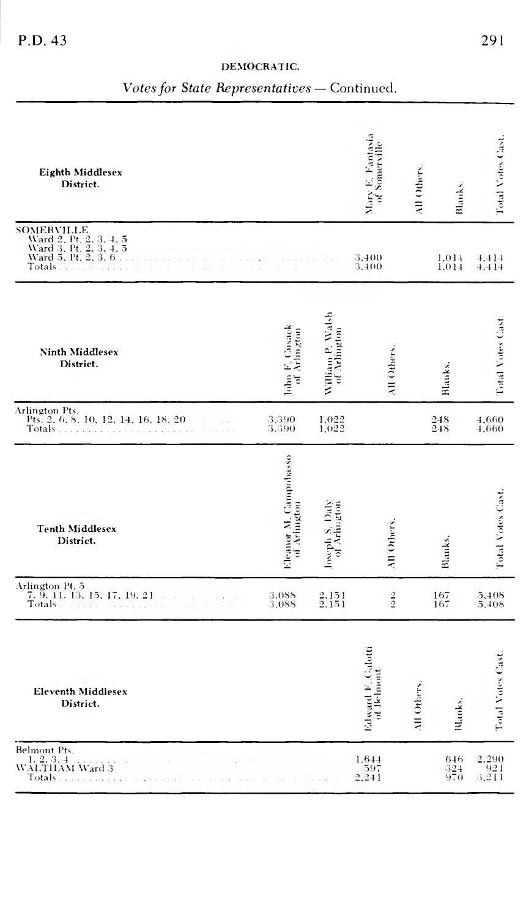DEMOCRATIC.

*Votes for State Representatives* — Continued.

| Eighth Middlesex District. | Mary E. Fantasia of Somerville | All Others. | Blanks. | Total Votes Cast. |
|---|---|---|---|---|
| SOMERVILLE Ward 2, Pt. 2, 3, 4, 5 Ward 3, Pt. 2, 3, 4, 5 Ward 5, Pt. 2, 3, 6 | 3,400 | | 1,014 | 4,414 |
| Totals | 3,400 | | 1,014 | 4,414 |

| Ninth Middlesex District. | John F. Cusack of Arlington | William P. Walsh of Arlington | All Others. | Blanks. | Total Votes Cast. |
|---|---|---|---|---|---|
| Arlington Pts. Pts. 2, 6, 8, 10, 12, 14, 16, 18, 20 | 3,390 | 1,022 | | 248 | 4,660 |
| Totals | 3,390 | 1,022 | | 248 | 4,660 |

| Tenth Middlesex District. | Eleanor M. Campobasso of Arlington | Joseph S. Daly of Arlington | All Others. | Blanks. | Total Votes Cast. |
|---|---|---|---|---|---|
| Arlington Pt. 5 7, 9, 11, 13, 15, 17, 19, 21 | 3,088 | 2,151 | 2 | 167 | 5,408 |
| Totals | 3,088 | 2,151 | 2 | 167 | 5,408 |

| Eleventh Middlesex District. | Edward F. Galotti of Belmont | All Others. | Blanks. | Total Votes Cast. |
|---|---|---|---|---|
| Belmont Pts. 1, 2, 3, 4 | 1,644 | | 646 | 2,290 |
| WALTHAM Ward 3 | 597 | | 324 | 921 |
| Totals | 2,241 | | 970 | 3,211 |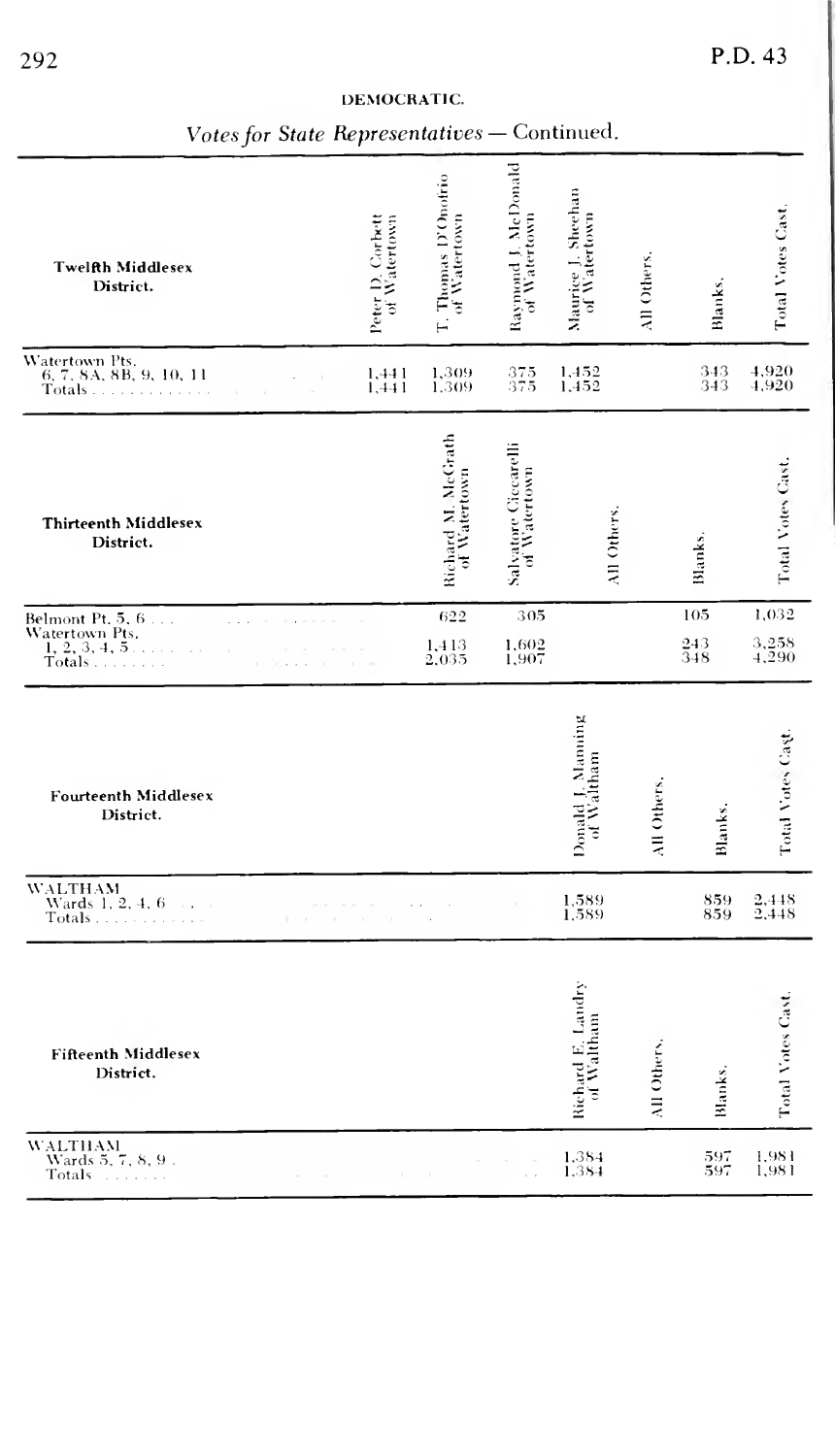DEMOCRATIC.

*Votes for State Representatives* — Continued.

| Twelfth Middlesex District. | Peter D. Corbett of Watertown | T. Thomas D'Onofrio of Watertown | Raymond J. McDonald of Watertown | Maurice J. Sheehan of Watertown | All Others. | Blanks. | Total Votes Cast. |
|---|---|---|---|---|---|---|---|
| Watertown Pts. 6, 7, 8A, 8B, 9, 10, 11 | 1,441 | 1,309 | 375 | 1,452 | | 343 | 4,920 |
| Totals | 1,441 | 1,309 | 375 | 1,452 | | 343 | 4,920 |

| Thirteenth Middlesex District. | Richard M. McGrath of Watertown | Salvatore Ciccarelli of Watertown | All Others. | Blanks. | Total Votes Cast. |
|---|---|---|---|---|---|
| Belmont Pt. 5, 6 | 622 | 305 | | 105 | 1,032 |
| Watertown Pts. 1, 2, 3, 4, 5 | 1,413 | 1,602 | | 243 | 3,258 |
| Totals | 2,035 | 1,907 | | 348 | 4,290 |

| Fourteenth Middlesex District. | Donald J. Manning of Waltham | All Others. | Blanks. | Total Votes Cast. |
|---|---|---|---|---|
| WALTHAM Wards 1, 2, 4, 6 | 1,589 | | 859 | 2,448 |
| Totals | 1,589 | | 859 | 2,448 |

| Fifteenth Middlesex District. | Richard E. Landry of Waltham | All Others. | Blanks. | Total Votes Cast. |
|---|---|---|---|---|
| WALTHAM Wards 5, 7, 8, 9 | 1,384 | | 597 | 1,981 |
| Totals | 1,384 | | 597 | 1,981 |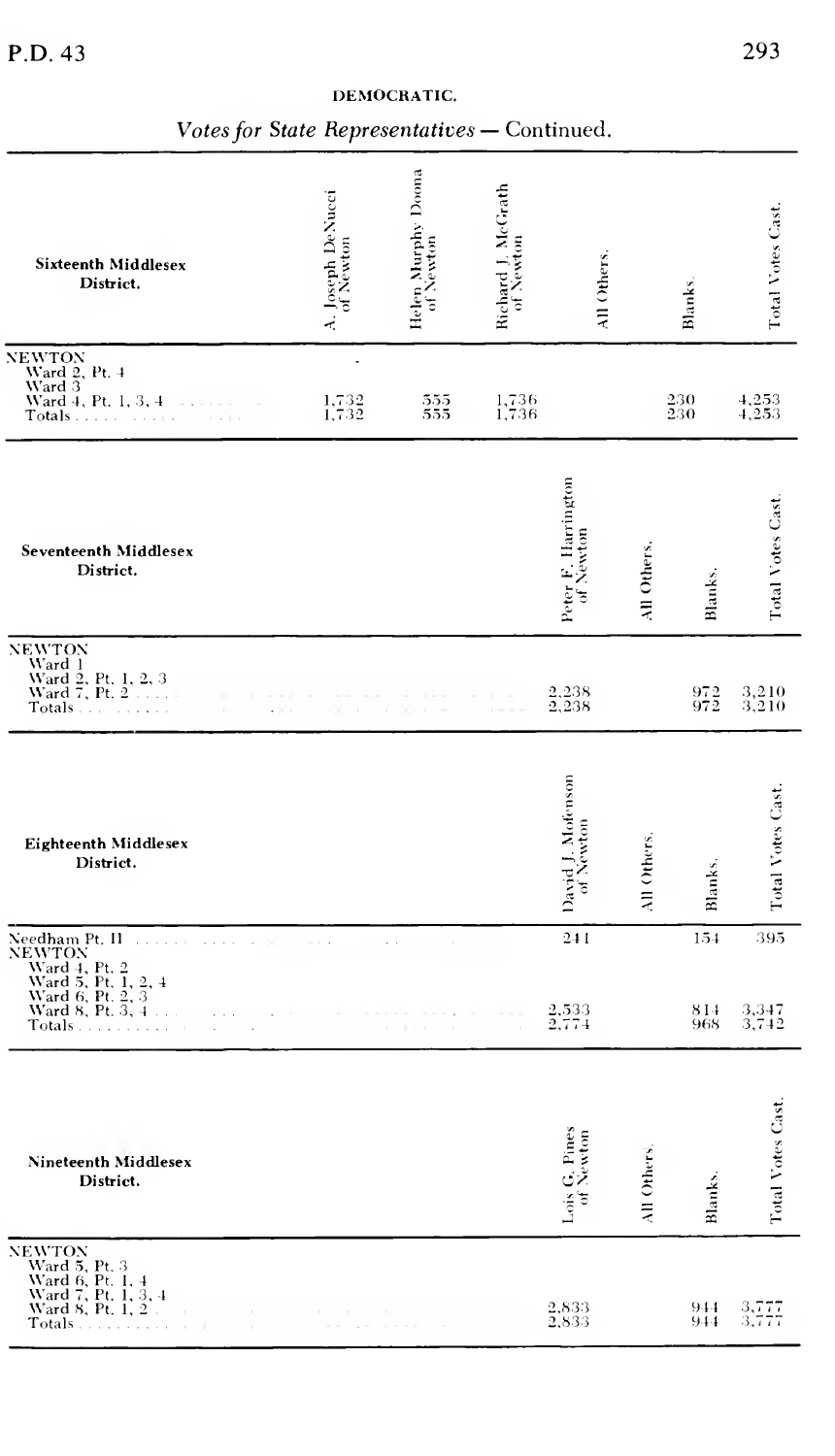DEMOCRATIC.

*Votes for State Representatives* — Continued.

| Sixteenth Middlesex District. | A. Joseph DeNucci of Newton | Helen Murphy Dooma of Newton | Richard J. McGrath of Newton | All Others. | Blanks. | Total Votes Cast. |
|---|---|---|---|---|---|---|
| NEWTON | | | | | | |
| Ward 2, Pt. 4 | | | | | | |
| Ward 3 | | | | | | |
| Ward 4, Pt. 1, 3, 4 | 1,732 | 555 | 1,736 | | 230 | 4,253 |
| Totals | 1,732 | 555 | 1,736 | | 230 | 4,253 |

| Seventeenth Middlesex District. | Peter F. Harrington of Newton | All Others. | Blanks. | Total Votes Cast. |
|---|---|---|---|---|
| NEWTON | | | | |
| Ward 1 | | | | |
| Ward 2, Pt. 1, 2, 3 | | | | |
| Ward 7, Pt. 2 | 2,238 | | 972 | 3,210 |
| Totals | 2,238 | | 972 | 3,210 |

| Eighteenth Middlesex District. | David J. Mofenson of Newton | All Others. | Blanks. | Total Votes Cast. |
|---|---|---|---|---|
| Needham Pt. II | 241 | | 154 | 395 |
| NEWTON | | | | |
| Ward 4, Pt. 2 | | | | |
| Ward 5, Pt. 1, 2, 4 | | | | |
| Ward 6, Pt. 2, 3 | | | | |
| Ward 8, Pt. 3, 4 | 2,533 | | 814 | 3,347 |
| Totals | 2,774 | | 968 | 3,742 |

| Nineteenth Middlesex District. | Lois G. Pines of Newton | All Others. | Blanks. | Total Votes Cast. |
|---|---|---|---|---|
| NEWTON | | | | |
| Ward 5, Pt. 3 | | | | |
| Ward 6, Pt. 1, 4 | | | | |
| Ward 7, Pt. 1, 3, 4 | | | | |
| Ward 8, Pt. 1, 2 | 2,833 | | 944 | 3,777 |
| Totals | 2,833 | | 944 | 3,777 |